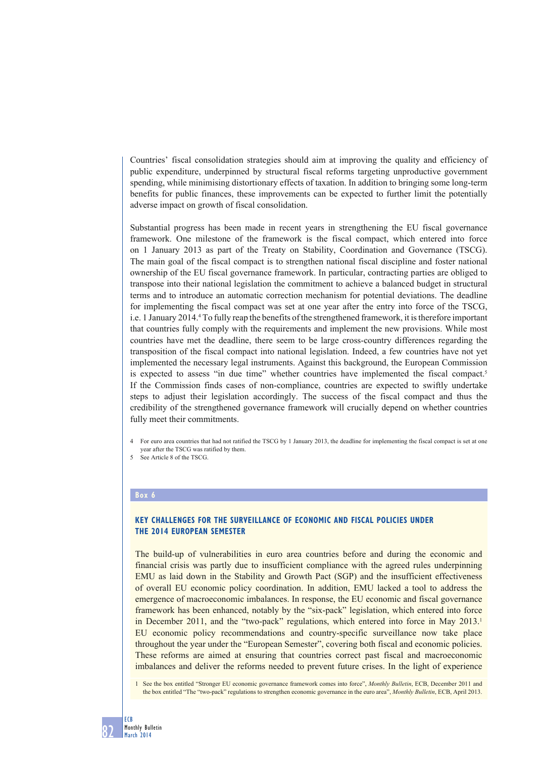Countries' fiscal consolidation strategies should aim at improving the quality and efficiency of public expenditure, underpinned by structural fiscal reforms targeting unproductive government spending, while minimising distortionary effects of taxation. In addition to bringing some long-term benefits for public finances, these improvements can be expected to further limit the potentially adverse impact on growth of fiscal consolidation.

Substantial progress has been made in recent years in strengthening the EU fiscal governance framework. One milestone of the framework is the fiscal compact, which entered into force on 1 January 2013 as part of the Treaty on Stability, Coordination and Governance (TSCG). The main goal of the fiscal compact is to strengthen national fiscal discipline and foster national ownership of the EU fiscal governance framework. In particular, contracting parties are obliged to transpose into their national legislation the commitment to achieve a balanced budget in structural terms and to introduce an automatic correction mechanism for potential deviations. The deadline for implementing the fiscal compact was set at one year after the entry into force of the TSCG, i.e. 1 January 2014.[4] To fully reap the benefits of the strengthened framework, it is therefore important that countries fully comply with the requirements and implement the new provisions. While most countries have met the deadline, there seem to be large cross-country differences regarding the transposition of the fiscal compact into national legislation. Indeed, a few countries have not yet implemented the necessary legal instruments. Against this background, the European Commission is expected to assess "in due time" whether countries have implemented the fiscal compact.[5] If the Commission finds cases of non-compliance, countries are expected to swiftly undertake steps to adjust their legislation accordingly. The success of the fiscal compact and thus the credibility of the strengthened governance framework will crucially depend on whether countries fully meet their commitments.

4 For euro area countries that had not ratified the TSCG by 1 January 2013, the deadline for implementing the fiscal compact is set at one year after the TSCG was ratified by them.

5 See Article 8 of the TSCG.

**Box 6**

## KEY CHALLENGES FOR THE SURVEILLANCE OF ECONOMIC AND FISCAL POLICIES UNDER THE 2014 EUROPEAN SEMESTER

The build-up of vulnerabilities in euro area countries before and during the economic and financial crisis was partly due to insufficient compliance with the agreed rules underpinning EMU as laid down in the Stability and Growth Pact (SGP) and the insufficient effectiveness of overall EU economic policy coordination. In addition, EMU lacked a tool to address the emergence of macroeconomic imbalances. In response, the EU economic and fiscal governance framework has been enhanced, notably by the "six-pack" legislation, which entered into force in December 2011, and the "two-pack" regulations, which entered into force in May 2013.[1] EU economic policy recommendations and country-specific surveillance now take place throughout the year under the "European Semester", covering both fiscal and economic policies. These reforms are aimed at ensuring that countries correct past fiscal and macroeconomic imbalances and deliver the reforms needed to prevent future crises. In the light of experience

1 See the box entitled "Stronger EU economic governance framework comes into force", *Monthly Bulletin*, ECB, December 2011 and the box entitled "The "two-pack" regulations to strengthen economic governance in the euro area", *Monthly Bulletin*, ECB, April 2013.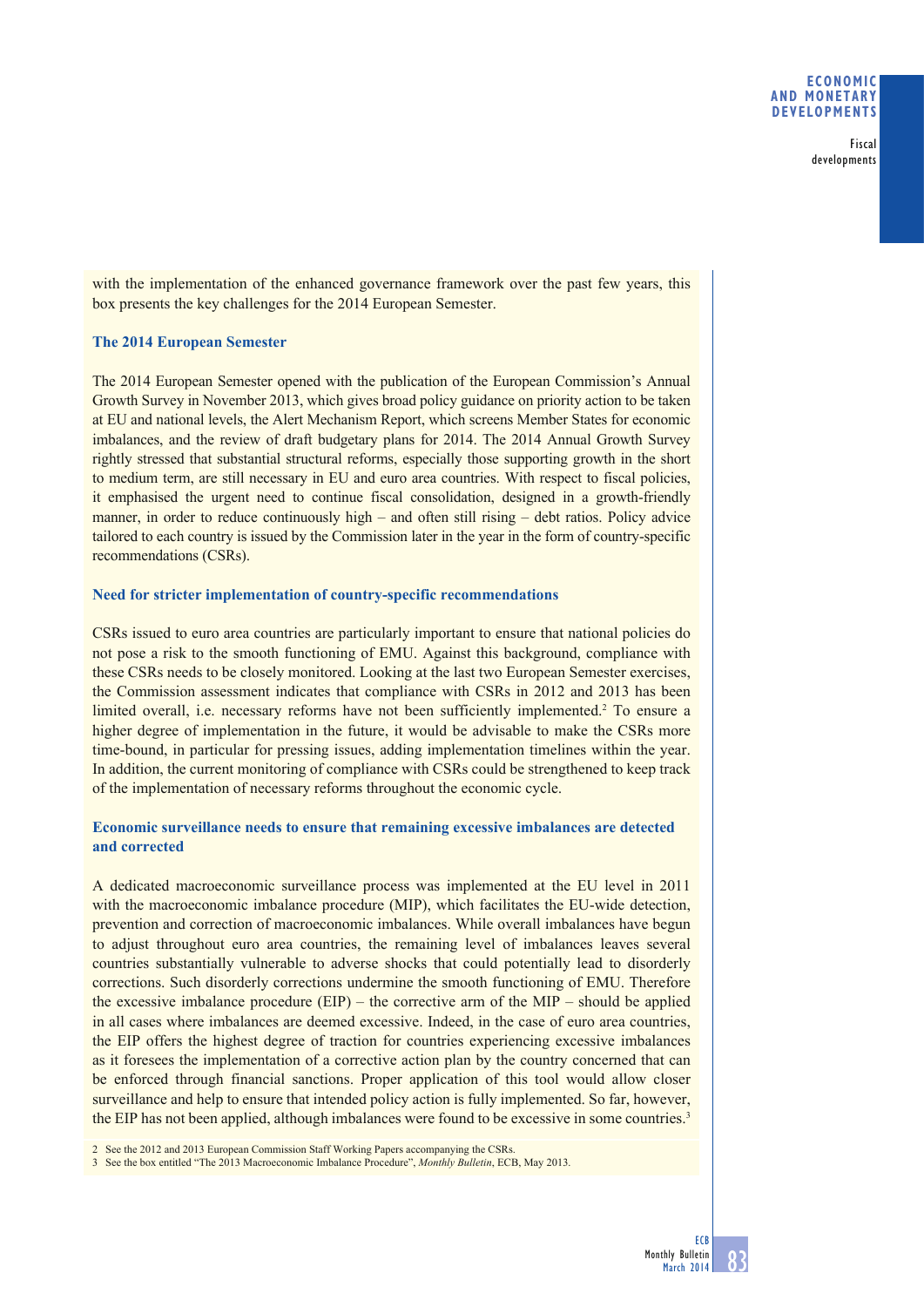with the implementation of the enhanced governance framework over the past few years, this box presents the key challenges for the 2014 European Semester.

### The 2014 European Semester

The 2014 European Semester opened with the publication of the European Commission's Annual Growth Survey in November 2013, which gives broad policy guidance on priority action to be taken at EU and national levels, the Alert Mechanism Report, which screens Member States for economic imbalances, and the review of draft budgetary plans for 2014. The 2014 Annual Growth Survey rightly stressed that substantial structural reforms, especially those supporting growth in the short to medium term, are still necessary in EU and euro area countries. With respect to fiscal policies, it emphasised the urgent need to continue fiscal consolidation, designed in a growth-friendly manner, in order to reduce continuously high – and often still rising – debt ratios. Policy advice tailored to each country is issued by the Commission later in the year in the form of country-specific recommendations (CSRs).

### Need for stricter implementation of country-specific recommendations

CSRs issued to euro area countries are particularly important to ensure that national policies do not pose a risk to the smooth functioning of EMU. Against this background, compliance with these CSRs needs to be closely monitored. Looking at the last two European Semester exercises, the Commission assessment indicates that compliance with CSRs in 2012 and 2013 has been limited overall, i.e. necessary reforms have not been sufficiently implemented.[2] To ensure a higher degree of implementation in the future, it would be advisable to make the CSRs more time-bound, in particular for pressing issues, adding implementation timelines within the year. In addition, the current monitoring of compliance with CSRs could be strengthened to keep track of the implementation of necessary reforms throughout the economic cycle.

### Economic surveillance needs to ensure that remaining excessive imbalances are detected and corrected

A dedicated macroeconomic surveillance process was implemented at the EU level in 2011 with the macroeconomic imbalance procedure (MIP), which facilitates the EU-wide detection, prevention and correction of macroeconomic imbalances. While overall imbalances have begun to adjust throughout euro area countries, the remaining level of imbalances leaves several countries substantially vulnerable to adverse shocks that could potentially lead to disorderly corrections. Such disorderly corrections undermine the smooth functioning of EMU. Therefore the excessive imbalance procedure (EIP) – the corrective arm of the MIP – should be applied in all cases where imbalances are deemed excessive. Indeed, in the case of euro area countries, the EIP offers the highest degree of traction for countries experiencing excessive imbalances as it foresees the implementation of a corrective action plan by the country concerned that can be enforced through financial sanctions. Proper application of this tool would allow closer surveillance and help to ensure that intended policy action is fully implemented. So far, however, the EIP has not been applied, although imbalances were found to be excessive in some countries.[3]

2 See the 2012 and 2013 European Commission Staff Working Papers accompanying the CSRs.

3 See the box entitled "The 2013 Macroeconomic Imbalance Procedure", *Monthly Bulletin*, ECB, May 2013.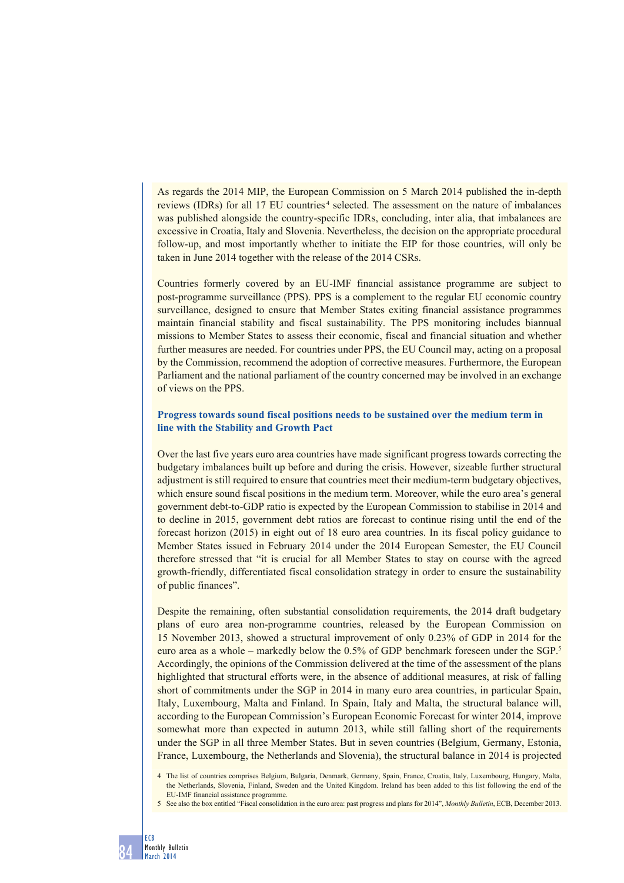As regards the 2014 MIP, the European Commission on 5 March 2014 published the in-depth reviews (IDRs) for all 17 EU countries[4] selected. The assessment on the nature of imbalances was published alongside the country-specific IDRs, concluding, inter alia, that imbalances are excessive in Croatia, Italy and Slovenia. Nevertheless, the decision on the appropriate procedural follow-up, and most importantly whether to initiate the EIP for those countries, will only be taken in June 2014 together with the release of the 2014 CSRs.

Countries formerly covered by an EU-IMF financial assistance programme are subject to post-programme surveillance (PPS). PPS is a complement to the regular EU economic country surveillance, designed to ensure that Member States exiting financial assistance programmes maintain financial stability and fiscal sustainability. The PPS monitoring includes biannual missions to Member States to assess their economic, fiscal and financial situation and whether further measures are needed. For countries under PPS, the EU Council may, acting on a proposal by the Commission, recommend the adoption of corrective measures. Furthermore, the European Parliament and the national parliament of the country concerned may be involved in an exchange of views on the PPS.

### Progress towards sound fiscal positions needs to be sustained over the medium term in line with the Stability and Growth Pact

Over the last five years euro area countries have made significant progress towards correcting the budgetary imbalances built up before and during the crisis. However, sizeable further structural adjustment is still required to ensure that countries meet their medium-term budgetary objectives, which ensure sound fiscal positions in the medium term. Moreover, while the euro area's general government debt-to-GDP ratio is expected by the European Commission to stabilise in 2014 and to decline in 2015, government debt ratios are forecast to continue rising until the end of the forecast horizon (2015) in eight out of 18 euro area countries. In its fiscal policy guidance to Member States issued in February 2014 under the 2014 European Semester, the EU Council therefore stressed that "it is crucial for all Member States to stay on course with the agreed growth-friendly, differentiated fiscal consolidation strategy in order to ensure the sustainability of public finances".

Despite the remaining, often substantial consolidation requirements, the 2014 draft budgetary plans of euro area non-programme countries, released by the European Commission on 15 November 2013, showed a structural improvement of only 0.23% of GDP in 2014 for the euro area as a whole – markedly below the 0.5% of GDP benchmark foreseen under the SGP.[5] Accordingly, the opinions of the Commission delivered at the time of the assessment of the plans highlighted that structural efforts were, in the absence of additional measures, at risk of falling short of commitments under the SGP in 2014 in many euro area countries, in particular Spain, Italy, Luxembourg, Malta and Finland. In Spain, Italy and Malta, the structural balance will, according to the European Commission's European Economic Forecast for winter 2014, improve somewhat more than expected in autumn 2013, while still falling short of the requirements under the SGP in all three Member States. But in seven countries (Belgium, Germany, Estonia, France, Luxembourg, the Netherlands and Slovenia), the structural balance in 2014 is projected

4 The list of countries comprises Belgium, Bulgaria, Denmark, Germany, Spain, France, Croatia, Italy, Luxembourg, Hungary, Malta, the Netherlands, Slovenia, Finland, Sweden and the United Kingdom. Ireland has been added to this list following the end of the EU-IMF financial assistance programme.

5 See also the box entitled "Fiscal consolidation in the euro area: past progress and plans for 2014", *Monthly Bulletin*, ECB, December 2013.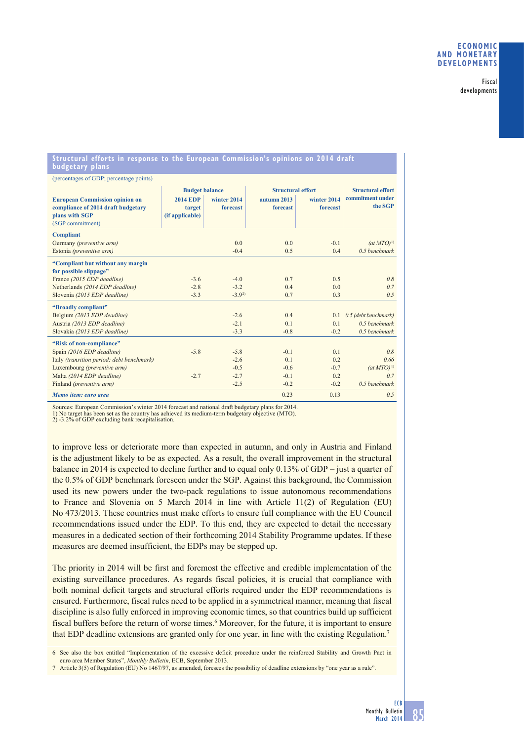**Structural efforts in response to the European Commission's opinions on 2014 draft budgetary plans**

(percentages of GDP; percentage points)

| European Commission opinion on compliance of 2014 draft budgetary plans with SGP (SGP commitment) | Budget balance | | Structural effort | | Structural effort commitment under the SGP |
|---|---|---|---|---|---|
| | 2014 EDP target (if applicable) | winter 2014 forecast | autumn 2013 forecast | winter 2014 forecast | |
| **Compliant** | | | | | |
| Germany *(preventive arm)* | | 0.0 | 0.0 | -0.1 | *(at MTO)* [1] |
| Estonia *(preventive arm)* | | -0.4 | 0.5 | 0.4 | *0.5 benchmark* |
| **"Compliant but without any margin for possible slippage"** | | | | | |
| France *(2015 EDP deadline)* | -3.6 | -4.0 | 0.7 | 0.5 | *0.8* |
| Netherlands *(2014 EDP deadline)* | -2.8 | -3.2 | 0.4 | 0.0 | *0.7* |
| Slovenia *(2015 EDP deadline)* | -3.3 | -3.9 [2] | 0.7 | 0.3 | *0.5* |
| **"Broadly compliant"** | | | | | |
| Belgium *(2013 EDP deadline)* | | -2.6 | 0.4 | 0.1 | *0.5 (debt benchmark)* |
| Austria *(2013 EDP deadline)* | | -2.1 | 0.1 | 0.1 | *0.5 benchmark* |
| Slovakia *(2013 EDP deadline)* | | -3.3 | -0.8 | -0.2 | *0.5 benchmark* |
| **"Risk of non-compliance"** | | | | | |
| Spain *(2016 EDP deadline)* | -5.8 | -5.8 | -0.1 | 0.1 | *0.8* |
| Italy *(transition period: debt benchmark)* | | -2.6 | 0.1 | 0.2 | *0.66* |
| Luxembourg *(preventive arm)* | | -0.5 | -0.6 | -0.7 | *(at MTO)* [1] |
| Malta *(2014 EDP deadline)* | -2.7 | -2.7 | -0.1 | 0.2 | *0.7* |
| Finland *(preventive arm)* | | -2.5 | -0.2 | -0.2 | *0.5 benchmark* |
| ***Memo item: euro area*** | | | 0.23 | 0.13 | *0.5* |

Sources: European Commission's winter 2014 forecast and national draft budgetary plans for 2014.
1) No target has been set as the country has achieved its medium-term budgetary objective (MTO).
2) -3.2% of GDP excluding bank recapitalisation.

to improve less or deteriorate more than expected in autumn, and only in Austria and Finland is the adjustment likely to be as expected. As a result, the overall improvement in the structural balance in 2014 is expected to decline further and to equal only 0.13% of GDP – just a quarter of the 0.5% of GDP benchmark foreseen under the SGP. Against this background, the Commission used its new powers under the two-pack regulations to issue autonomous recommendations to France and Slovenia on 5 March 2014 in line with Article 11(2) of Regulation (EU) No 473/2013. These countries must make efforts to ensure full compliance with the EU Council recommendations issued under the EDP. To this end, they are expected to detail the necessary measures in a dedicated section of their forthcoming 2014 Stability Programme updates. If these measures are deemed insufficient, the EDPs may be stepped up.

The priority in 2014 will be first and foremost the effective and credible implementation of the existing surveillance procedures. As regards fiscal policies, it is crucial that compliance with both nominal deficit targets and structural efforts required under the EDP recommendations is ensured. Furthermore, fiscal rules need to be applied in a symmetrical manner, meaning that fiscal discipline is also fully enforced in improving economic times, so that countries build up sufficient fiscal buffers before the return of worse times.[6] Moreover, for the future, it is important to ensure that EDP deadline extensions are granted only for one year, in line with the existing Regulation.[7]

6 See also the box entitled "Implementation of the excessive deficit procedure under the reinforced Stability and Growth Pact in euro area Member States", *Monthly Bulletin*, ECB, September 2013.

7 Article 3(5) of Regulation (EU) No 1467/97, as amended, foresees the possibility of deadline extensions by "one year as a rule".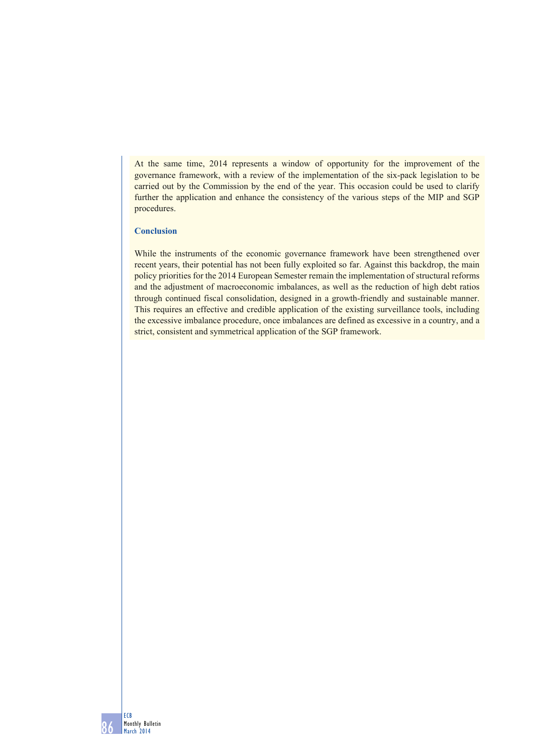At the same time, 2014 represents a window of opportunity for the improvement of the governance framework, with a review of the implementation of the six-pack legislation to be carried out by the Commission by the end of the year. This occasion could be used to clarify further the application and enhance the consistency of the various steps of the MIP and SGP procedures.

### Conclusion

While the instruments of the economic governance framework have been strengthened over recent years, their potential has not been fully exploited so far. Against this backdrop, the main policy priorities for the 2014 European Semester remain the implementation of structural reforms and the adjustment of macroeconomic imbalances, as well as the reduction of high debt ratios through continued fiscal consolidation, designed in a growth-friendly and sustainable manner. This requires an effective and credible application of the existing surveillance tools, including the excessive imbalance procedure, once imbalances are defined as excessive in a country, and a strict, consistent and symmetrical application of the SGP framework.